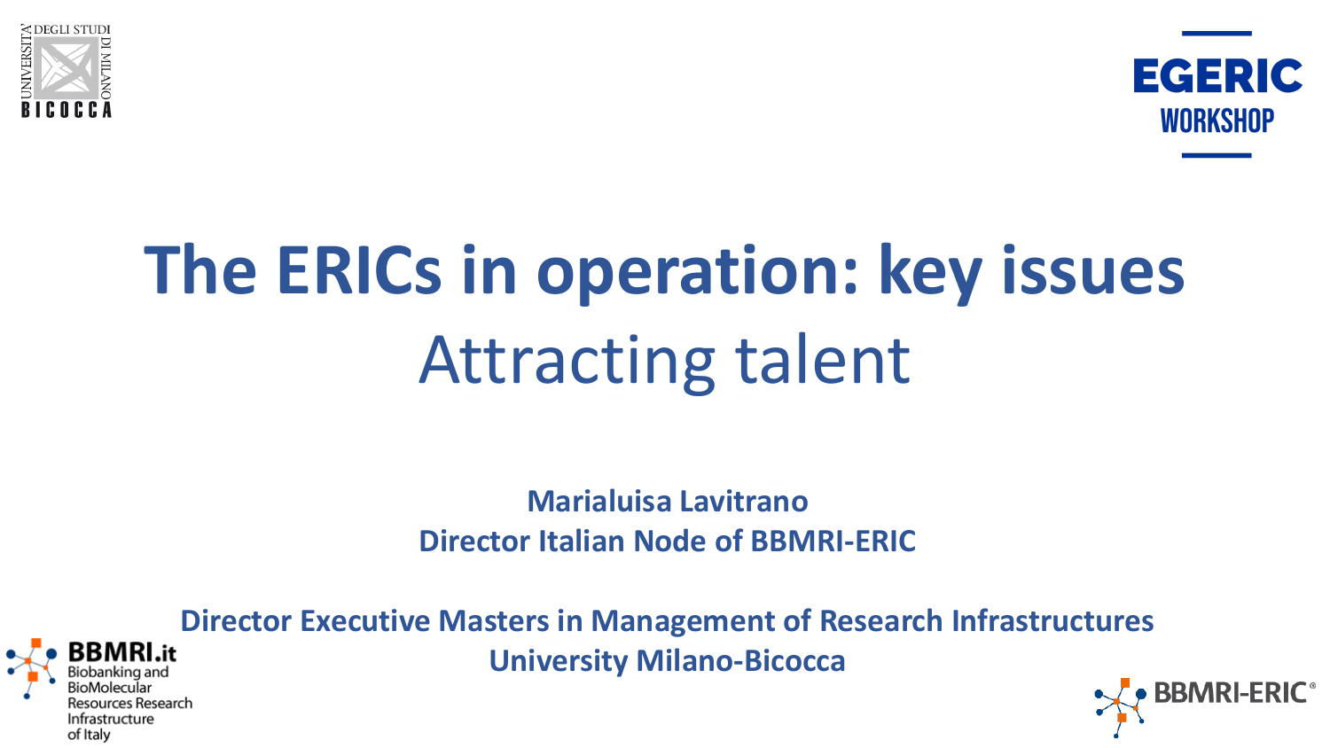# The ERICs in operation: key issues

## Attracting talent

**Marialuisa Lavitrano**
**Director Italian Node of BBMRI-ERIC**

**Director Executive Masters in Management of Research Infrastructures**
**University Milano-Bicocca**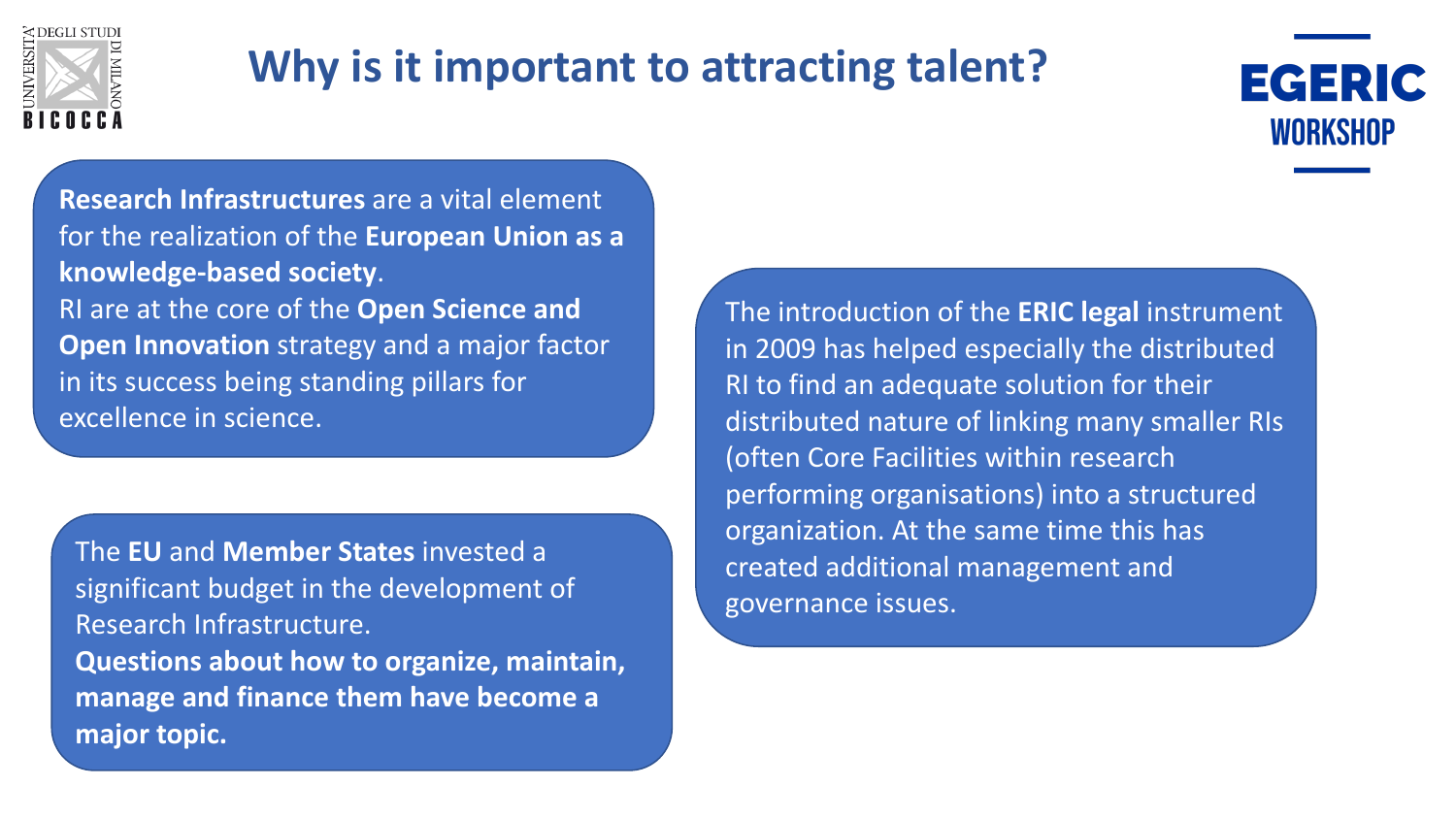# Why is it important to attracting talent?

**Research Infrastructures** are a vital element for the realization of the **European Union as a knowledge-based society**.
RI are at the core of the **Open Science and Open Innovation** strategy and a major factor in its success being standing pillars for excellence in science.

The **EU** and **Member States** invested a significant budget in the development of Research Infrastructure.
**Questions about how to organize, maintain, manage and finance them have become a major topic.**

The introduction of the **ERIC legal** instrument in 2009 has helped especially the distributed RI to find an adequate solution for their distributed nature of linking many smaller RIs (often Core Facilities within research performing organisations) into a structured organization. At the same time this has created additional management and governance issues.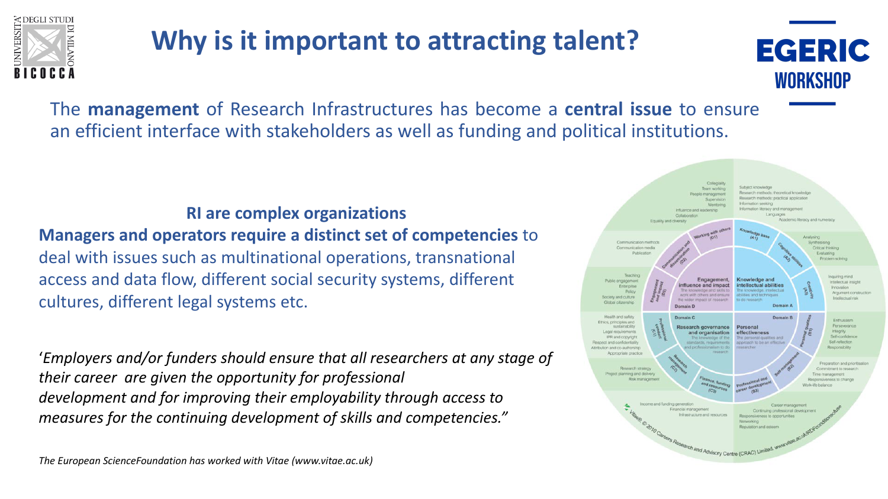# Why is it important to attracting talent?

The **management** of Research Infrastructures has become a **central issue** to ensure an efficient interface with stakeholders as well as funding and political institutions.

**RI are complex organizations**

**Managers and operators require a distinct set of competencies** to deal with issues such as multinational operations, transnational access and data flow, different social security systems, different cultures, different legal systems etc.

'*Employers and/or funders should ensure that all researchers at any stage of their career are given the opportunity for professional development and for improving their employability through access to measures for the continuing development of skills and competencies."*

*The European ScienceFoundation has worked with Vitae (www.vitae.ac.uk)*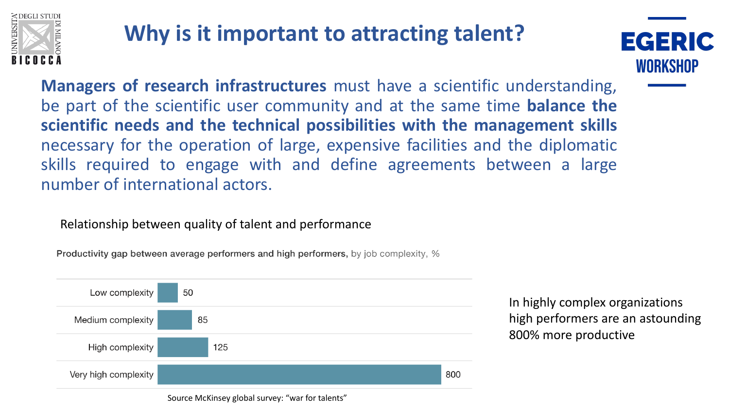# Why is it important to attracting talent?

**Managers of research infrastructures** must have a scientific understanding, be part of the scientific user community and at the same time **balance the scientific needs and the technical possibilities with the management skills** necessary for the operation of large, expensive facilities and the diplomatic skills required to engage with and define agreements between a large number of international actors.

Relationship between quality of talent and performance

**Productivity gap between average performers and high performers,** by job complexity, %

| Job complexity | % |
| --- | --- |
| Low complexity | 50 |
| Medium complexity | 85 |
| High complexity | 125 |
| Very high complexity | 800 |

Source McKinsey global survey: "war for talents"

In highly complex organizations high performers are an astounding 800% more productive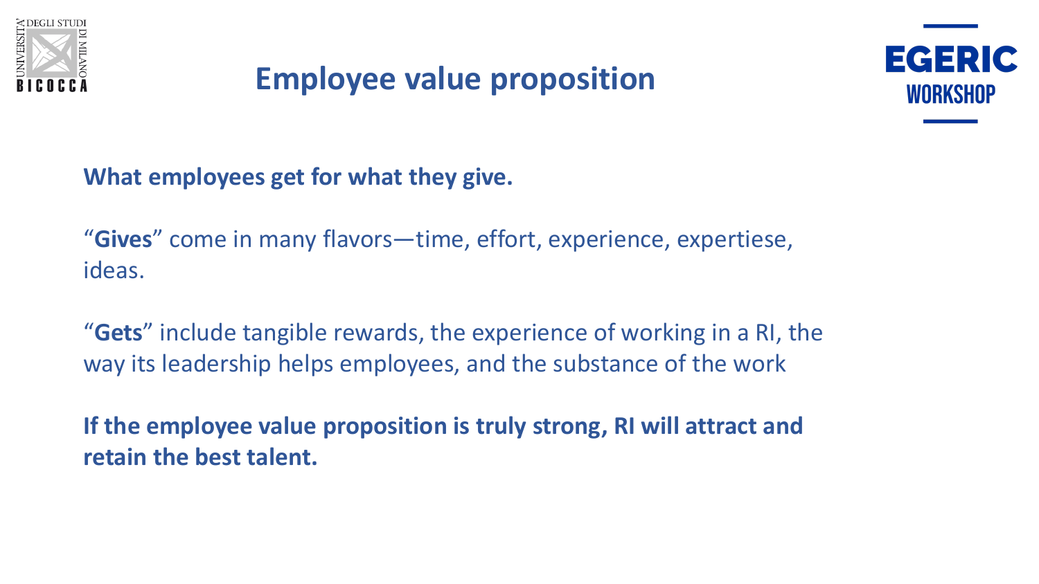# Employee value proposition

**What employees get for what they give.**

“**Gives**” come in many flavors—time, effort, experience, expertiese, ideas.

“**Gets**” include tangible rewards, the experience of working in a RI, the way its leadership helps employees, and the substance of the work

**If the employee value proposition is truly strong, RI will attract and retain the best talent.**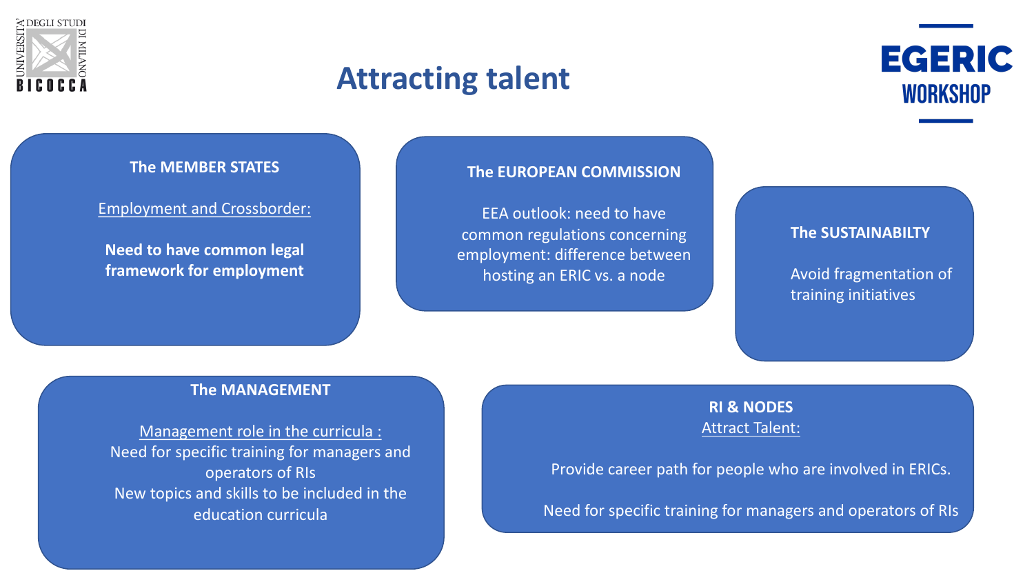# Attracting talent

### The MEMBER STATES

Employment and Crossborder:

**Need to have common legal framework for employment**

### The EUROPEAN COMMISSION

EEA outlook: need to have common regulations concerning employment: difference between hosting an ERIC vs. a node

### The SUSTAINABILTY

Avoid fragmentation of training initiatives

### The MANAGEMENT

Management role in the curricula :

Need for specific training for managers and operators of RIs

New topics and skills to be included in the education curricula

### RI & NODES

Attract Talent:

Provide career path for people who are involved in ERICs.

Need for specific training for managers and operators of RIs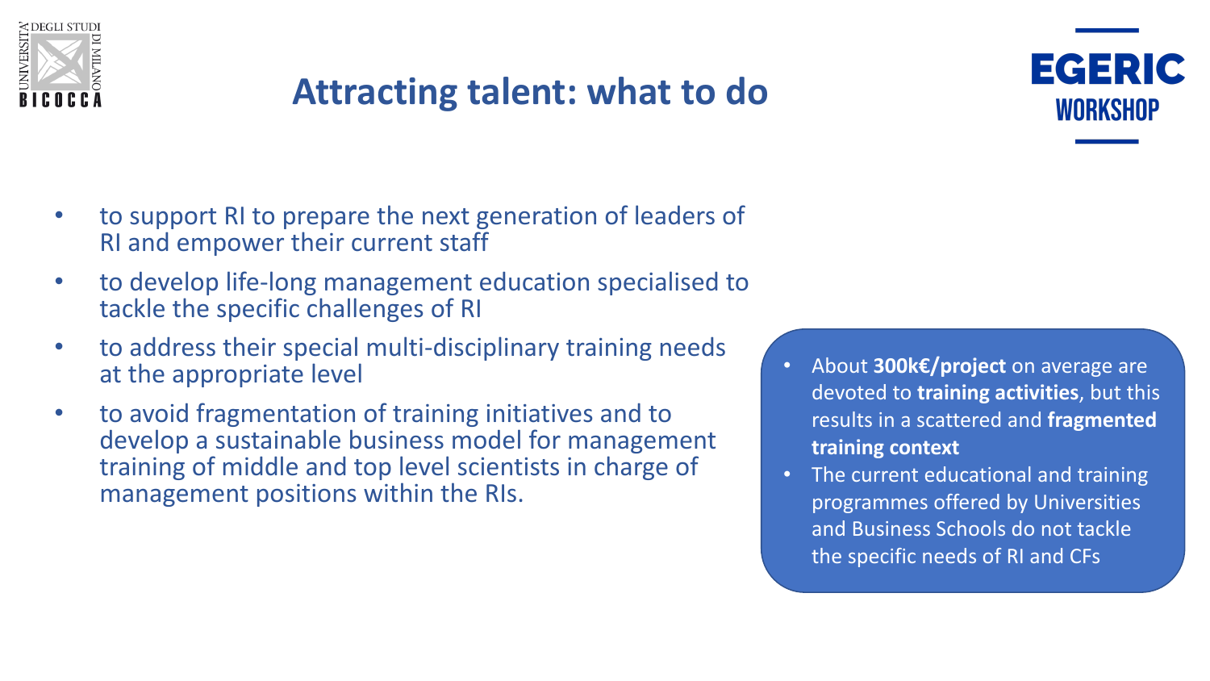# Attracting talent: what to do

- to support RI to prepare the next generation of leaders of RI and empower their current staff
- to develop life-long management education specialised to tackle the specific challenges of RI
- to address their special multi-disciplinary training needs at the appropriate level
- to avoid fragmentation of training initiatives and to develop a sustainable business model for management training of middle and top level scientists in charge of management positions within the RIs.

- About **300k€/project** on average are devoted to **training activities**, but this results in a scattered and **fragmented training context**
- The current educational and training programmes offered by Universities and Business Schools do not tackle the specific needs of RI and CFs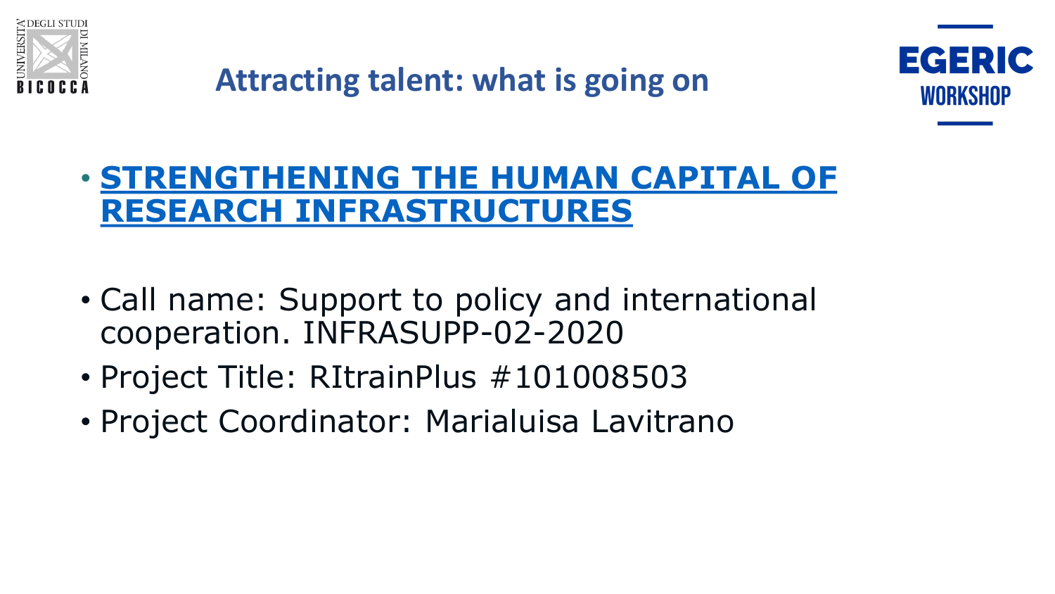# Attracting talent: what is going on

- **STRENGTHENING THE HUMAN CAPITAL OF RESEARCH INFRASTRUCTURES**

- Call name: Support to policy and international cooperation. INFRASUPP-02-2020
- Project Title: RItrainPlus #101008503
- Project Coordinator: Marialuisa Lavitrano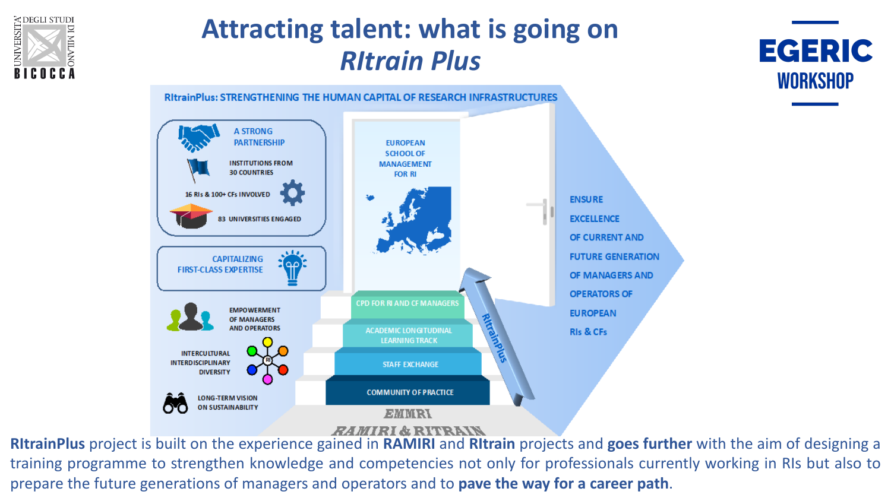# Attracting talent: what is going on *RItrain Plus*

RItrainPlus: STRENGTHENING THE HUMAN CAPITAL OF RESEARCH INFRASTRUCTURES

A STRONG PARTNERSHIP

INSTITUTIONS FROM 30 COUNTRIES

16 RIs & 100+ CFs INVOLVED

83 UNIVERSITIES ENGAGED

CAPITALIZING FIRST-CLASS EXPERTISE

EMPOWERMENT OF MANAGERS AND OPERATORS

INTERCULTURAL INTERDISCIPLINARY DIVERSITY

LONG-TERM VISION ON SUSTAINABILITY

EUROPEAN SCHOOL OF MANAGEMENT FOR RI

- CPD FOR RI AND CF MANAGERS
- ACADEMIC LONGITUDINAL LEARNING TRACK
- STAFF EXCHANGE
- COMMUNITY OF PRACTICE
- EMMRI
- RAMIRI & RITRAIN

RItrainPlus

ENSURE EXCELLENCE OF CURRENT AND FUTURE GENERATION OF MANAGERS AND OPERATORS OF EUROPEAN RIs & CFs

**RItrainPlus** project is built on the experience gained in **RAMIRI** and **RItrain** projects and **goes further** with the aim of designing a training programme to strengthen knowledge and competencies not only for professionals currently working in RIs but also to prepare the future generations of managers and operators and to **pave the way for a career path**.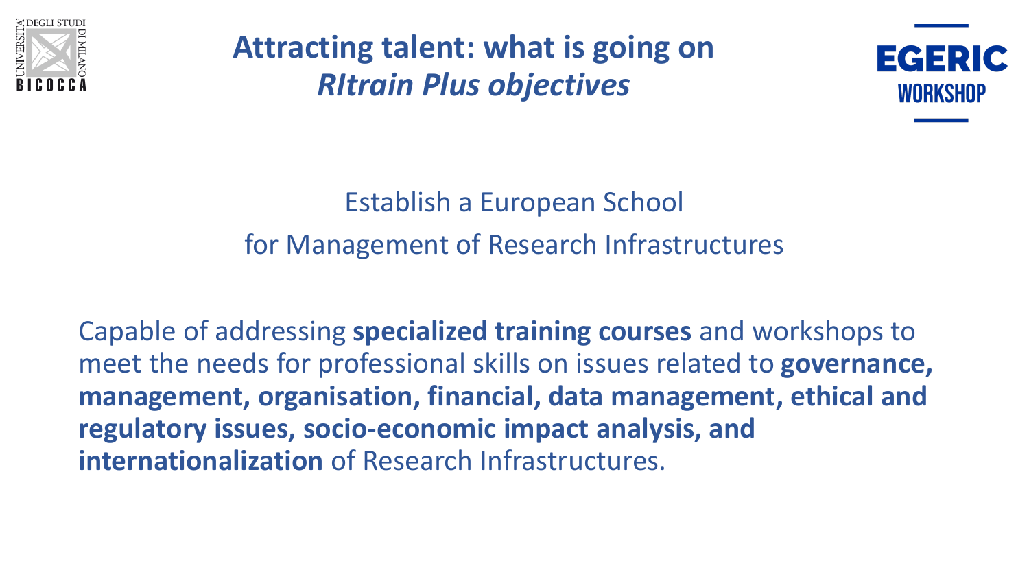# Attracting talent: what is going on
## *RItrain Plus objectives*

Establish a European School

for Management of Research Infrastructures

Capable of addressing **specialized training courses** and workshops to meet the needs for professional skills on issues related to **governance, management, organisation, financial, data management, ethical and regulatory issues, socio-economic impact analysis, and internationalization** of Research Infrastructures.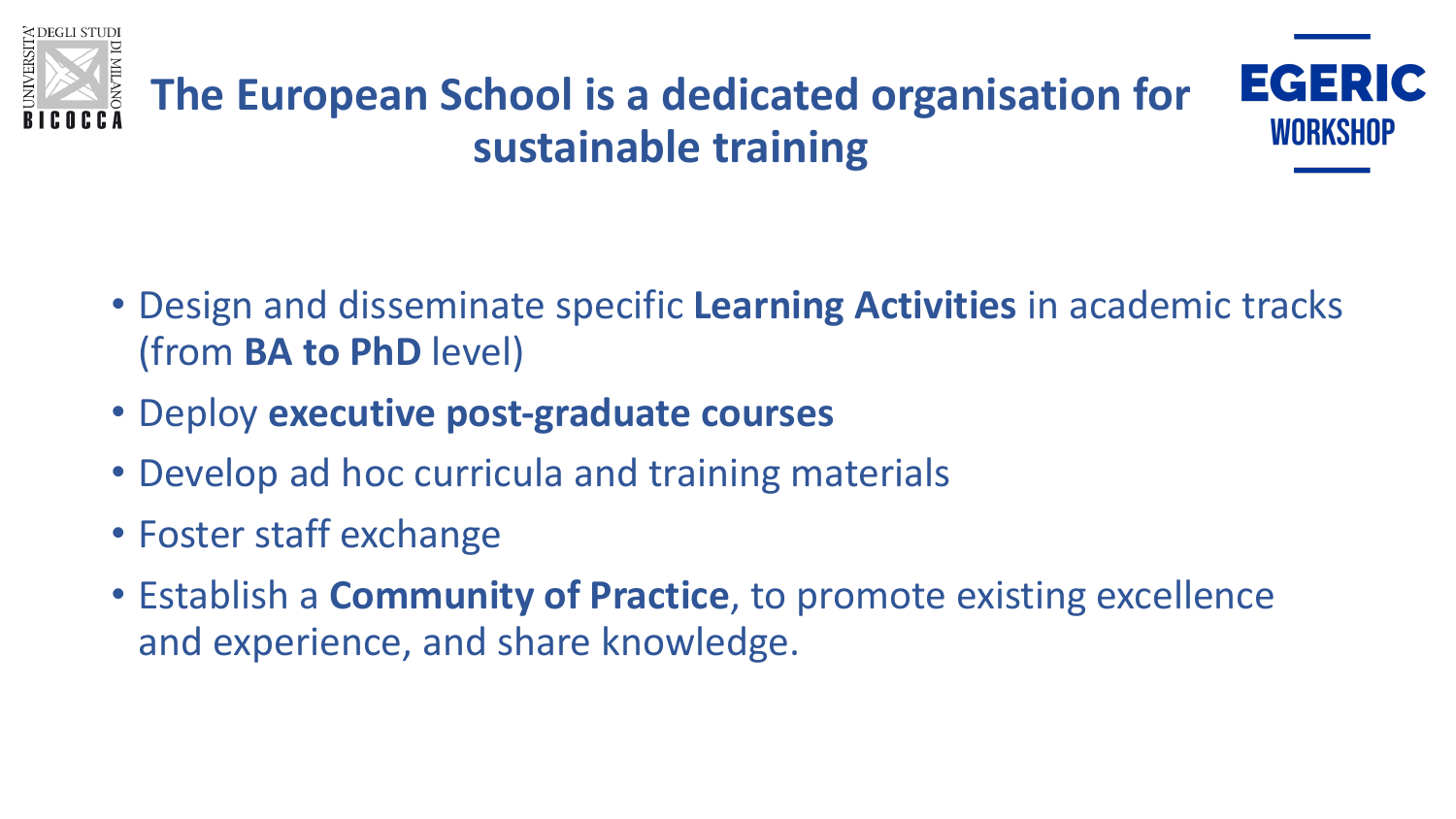# The European School is a dedicated organisation for sustainable training

- Design and disseminate specific **Learning Activities** in academic tracks (from **BA to PhD** level)
- Deploy **executive post-graduate courses**
- Develop ad hoc curricula and training materials
- Foster staff exchange
- Establish a **Community of Practice**, to promote existing excellence and experience, and share knowledge.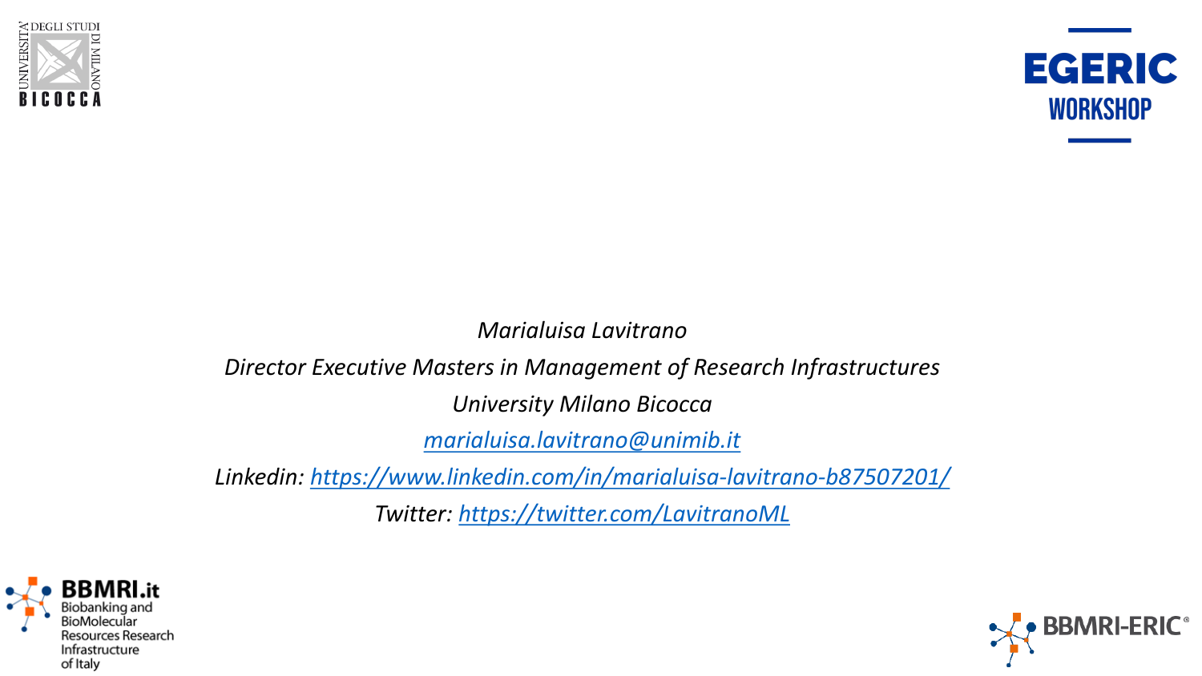*Marialuisa Lavitrano*

*Director Executive Masters in Management of Research Infrastructures*

*University Milano Bicocca*

*[marialuisa.lavitrano@unimib.it](mailto:marialuisa.lavitrano@unimib.it)*

*Linkedin: [https://www.linkedin.com/in/marialuisa-lavitrano-b87507201/](https://www.linkedin.com/in/marialuisa-lavitrano-b87507201/)*

*Twitter: [https://twitter.com/LavitranoML](https://twitter.com/LavitranoML)*